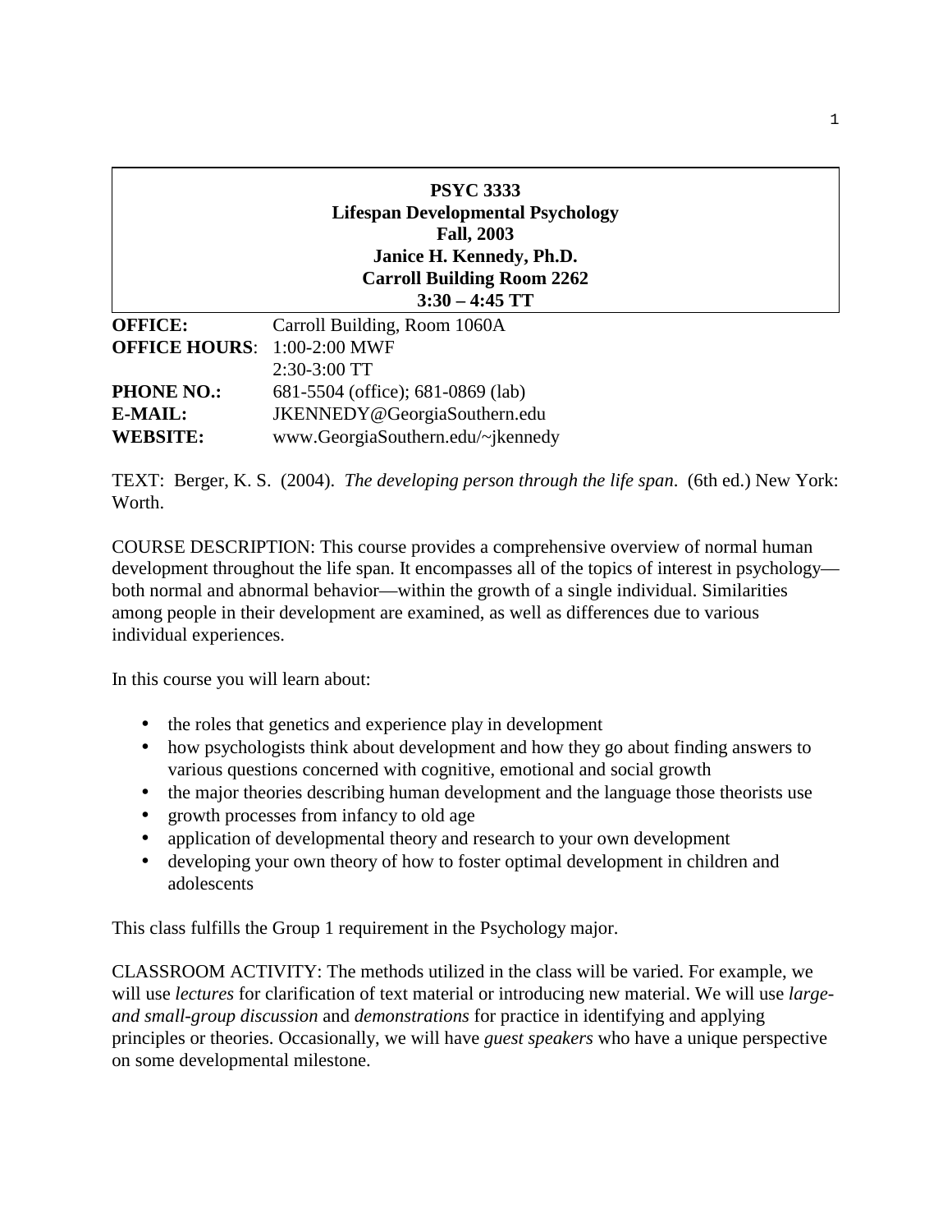**PSYC 3333**
**Lifespan Developmental Psychology**
**Fall, 2003**
**Janice H. Kennedy, Ph.D.**
**Carroll Building Room 2262**
**3:30 – 4:45 TT**

| | |
|---|---|
| **OFFICE:** | Carroll Building, Room 1060A |
| **OFFICE HOURS**: | 1:00-2:00 MWF |
| | 2:30-3:00 TT |
| **PHONE NO.:** | 681-5504 (office); 681-0869 (lab) |
| **E-MAIL:** | JKENNEDY@GeorgiaSouthern.edu |
| **WEBSITE:** | www.GeorgiaSouthern.edu/~jkennedy |

TEXT: Berger, K. S. (2004). *The developing person through the life span*. (6th ed.) New York: Worth.

COURSE DESCRIPTION: This course provides a comprehensive overview of normal human development throughout the life span. It encompasses all of the topics of interest in psychology—both normal and abnormal behavior—within the growth of a single individual. Similarities among people in their development are examined, as well as differences due to various individual experiences.

In this course you will learn about:

- the roles that genetics and experience play in development
- how psychologists think about development and how they go about finding answers to various questions concerned with cognitive, emotional and social growth
- the major theories describing human development and the language those theorists use
- growth processes from infancy to old age
- application of developmental theory and research to your own development
- developing your own theory of how to foster optimal development in children and adolescents

This class fulfills the Group 1 requirement in the Psychology major.

CLASSROOM ACTIVITY: The methods utilized in the class will be varied. For example, we will use *lectures* for clarification of text material or introducing new material. We will use *large- and small-group discussion* and *demonstrations* for practice in identifying and applying principles or theories. Occasionally, we will have *guest speakers* who have a unique perspective on some developmental milestone.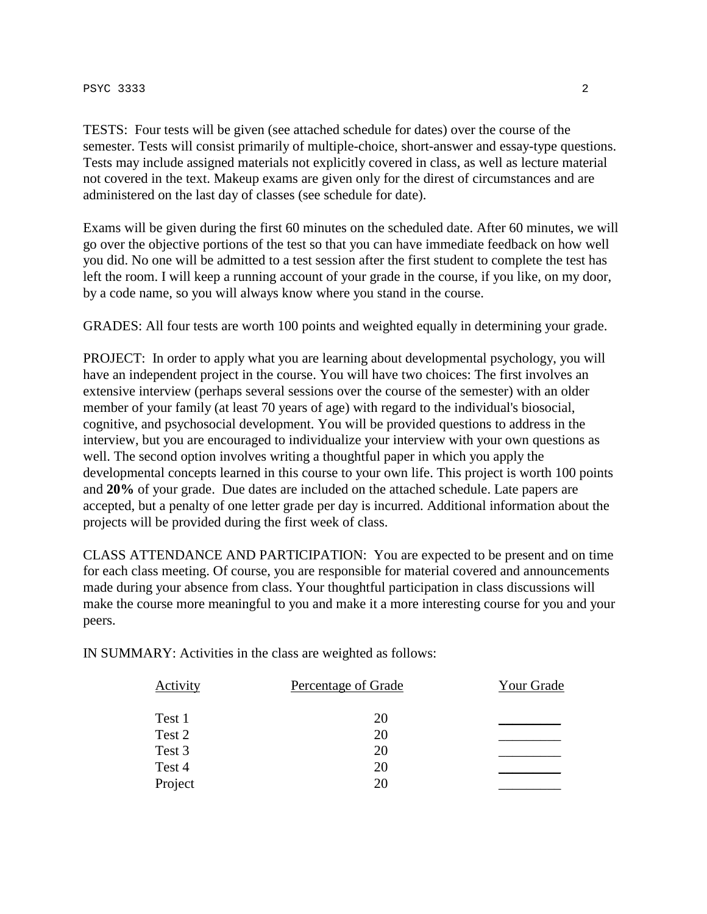TESTS: Four tests will be given (see attached schedule for dates) over the course of the semester. Tests will consist primarily of multiple-choice, short-answer and essay-type questions. Tests may include assigned materials not explicitly covered in class, as well as lecture material not covered in the text. Makeup exams are given only for the direst of circumstances and are administered on the last day of classes (see schedule for date).

Exams will be given during the first 60 minutes on the scheduled date. After 60 minutes, we will go over the objective portions of the test so that you can have immediate feedback on how well you did. No one will be admitted to a test session after the first student to complete the test has left the room. I will keep a running account of your grade in the course, if you like, on my door, by a code name, so you will always know where you stand in the course.

GRADES: All four tests are worth 100 points and weighted equally in determining your grade.

PROJECT: In order to apply what you are learning about developmental psychology, you will have an independent project in the course. You will have two choices: The first involves an extensive interview (perhaps several sessions over the course of the semester) with an older member of your family (at least 70 years of age) with regard to the individual's biosocial, cognitive, and psychosocial development. You will be provided questions to address in the interview, but you are encouraged to individualize your interview with your own questions as well. The second option involves writing a thoughtful paper in which you apply the developmental concepts learned in this course to your own life. This project is worth 100 points and **20%** of your grade. Due dates are included on the attached schedule. Late papers are accepted, but a penalty of one letter grade per day is incurred. Additional information about the projects will be provided during the first week of class.

CLASS ATTENDANCE AND PARTICIPATION: You are expected to be present and on time for each class meeting. Of course, you are responsible for material covered and announcements made during your absence from class. Your thoughtful participation in class discussions will make the course more meaningful to you and make it a more interesting course for you and your peers.

IN SUMMARY: Activities in the class are weighted as follows:

| Activity | Percentage of Grade | Your Grade |
|---|---|---|
| Test 1 | 20 | ________ |
| Test 2 | 20 | ________ |
| Test 3 | 20 | ________ |
| Test 4 | 20 | ________ |
| Project | 20 | ________ |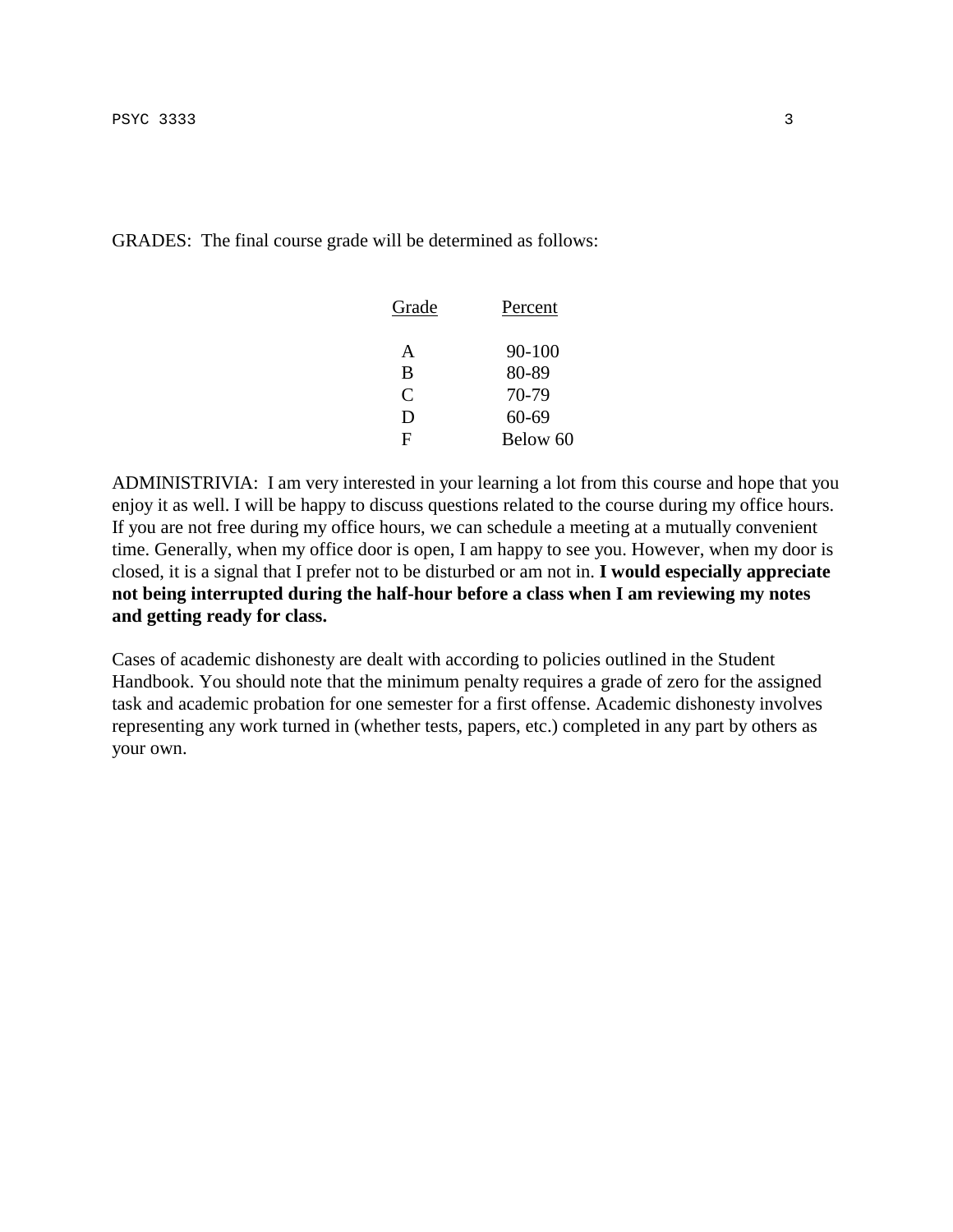GRADES: The final course grade will be determined as follows:

| Grade | Percent |
|---|---|
| A | 90-100 |
| B | 80-89 |
| C | 70-79 |
| D | 60-69 |
| F | Below 60 |

ADMINISTRIVIA: I am very interested in your learning a lot from this course and hope that you enjoy it as well. I will be happy to discuss questions related to the course during my office hours. If you are not free during my office hours, we can schedule a meeting at a mutually convenient time. Generally, when my office door is open, I am happy to see you. However, when my door is closed, it is a signal that I prefer not to be disturbed or am not in. **I would especially appreciate not being interrupted during the half-hour before a class when I am reviewing my notes and getting ready for class.**

Cases of academic dishonesty are dealt with according to policies outlined in the Student Handbook. You should note that the minimum penalty requires a grade of zero for the assigned task and academic probation for one semester for a first offense. Academic dishonesty involves representing any work turned in (whether tests, papers, etc.) completed in any part by others as your own.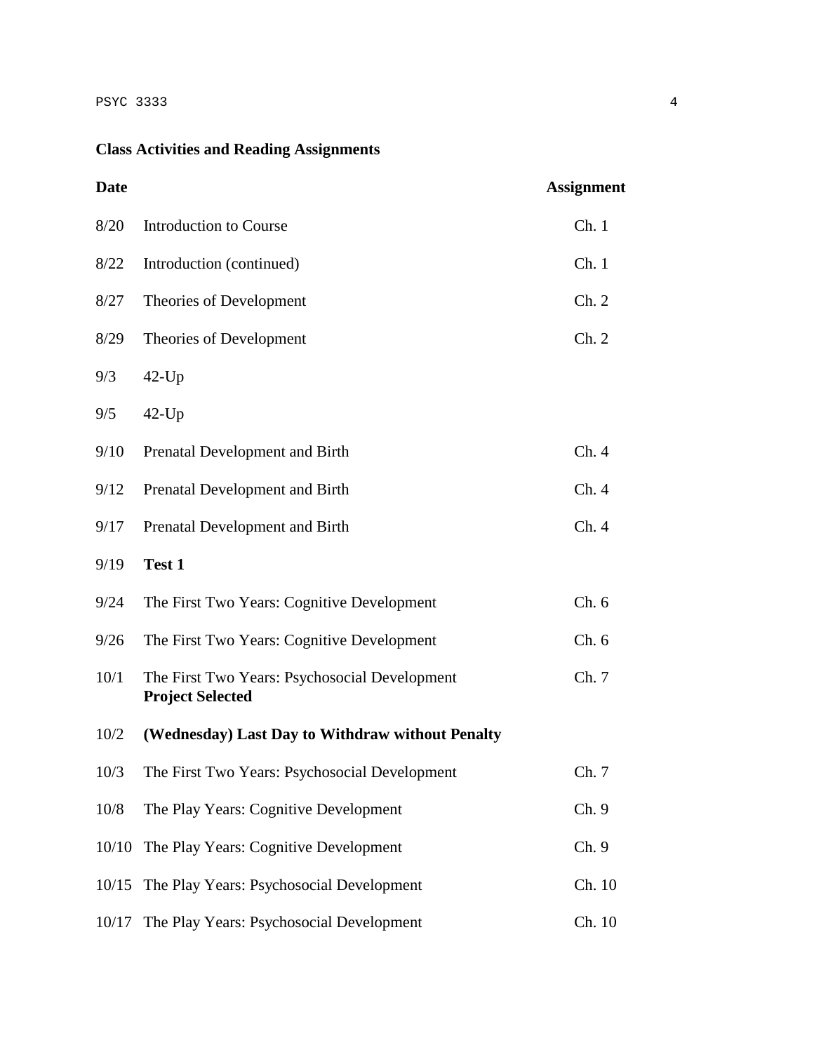## Class Activities and Reading Assignments

| Date | | Assignment |
|---|---|---|
| 8/20 | Introduction to Course | Ch. 1 |
| 8/22 | Introduction (continued) | Ch. 1 |
| 8/27 | Theories of Development | Ch. 2 |
| 8/29 | Theories of Development | Ch. 2 |
| 9/3 | 42-Up | |
| 9/5 | 42-Up | |
| 9/10 | Prenatal Development and Birth | Ch. 4 |
| 9/12 | Prenatal Development and Birth | Ch. 4 |
| 9/17 | Prenatal Development and Birth | Ch. 4 |
| 9/19 | **Test 1** | |
| 9/24 | The First Two Years: Cognitive Development | Ch. 6 |
| 9/26 | The First Two Years: Cognitive Development | Ch. 6 |
| 10/1 | The First Two Years: Psychosocial Development **Project Selected** | Ch. 7 |
| 10/2 | **(Wednesday) Last Day to Withdraw without Penalty** | |
| 10/3 | The First Two Years: Psychosocial Development | Ch. 7 |
| 10/8 | The Play Years: Cognitive Development | Ch. 9 |
| 10/10 | The Play Years: Cognitive Development | Ch. 9 |
| 10/15 | The Play Years: Psychosocial Development | Ch. 10 |
| 10/17 | The Play Years: Psychosocial Development | Ch. 10 |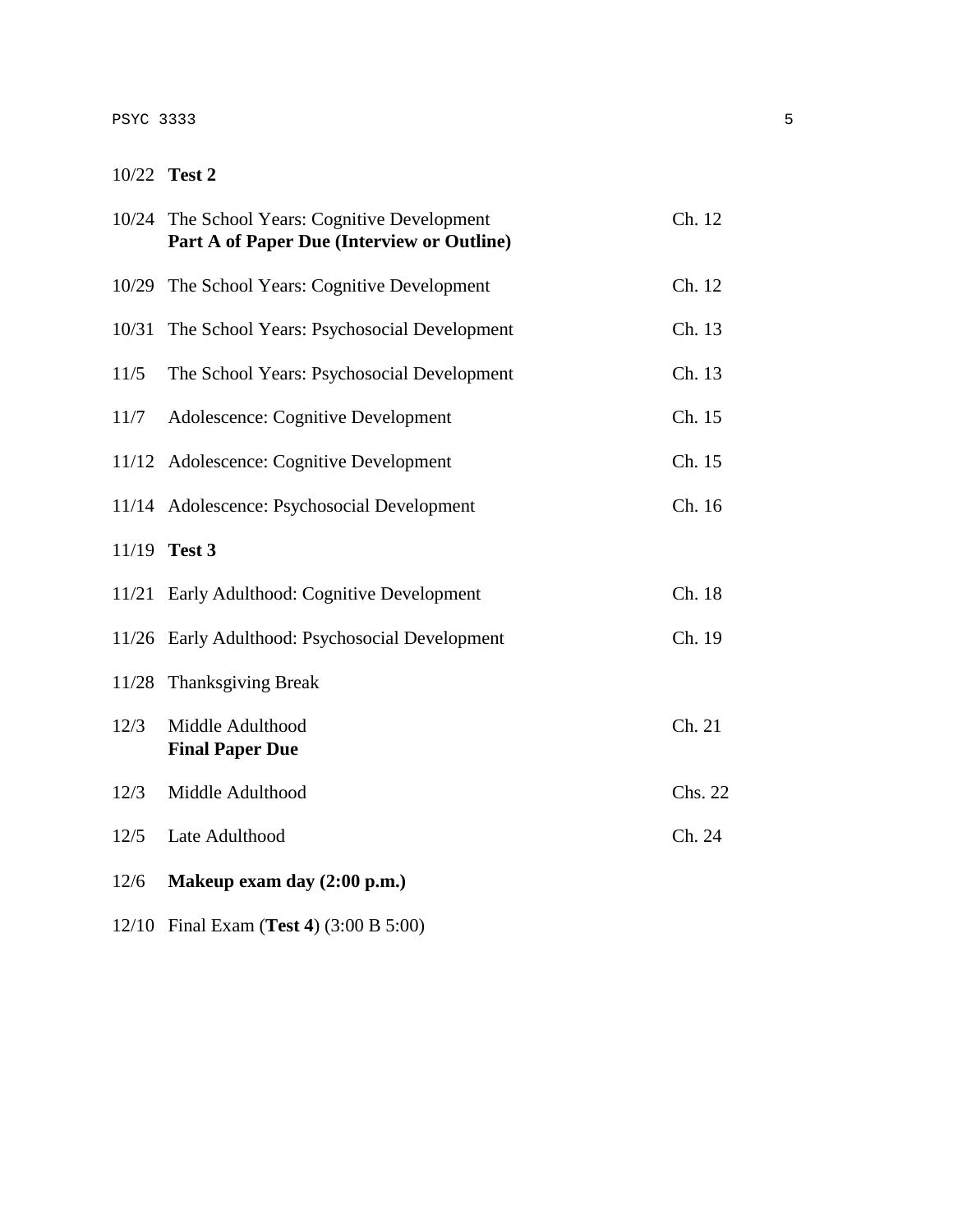| | | |
|---|---|---|
| 10/22 | **Test 2** | |
| 10/24 | The School Years: Cognitive Development<br>**Part A of Paper Due (Interview or Outline)** | Ch. 12 |
| 10/29 | The School Years: Cognitive Development | Ch. 12 |
| 10/31 | The School Years: Psychosocial Development | Ch. 13 |
| 11/5 | The School Years: Psychosocial Development | Ch. 13 |
| 11/7 | Adolescence: Cognitive Development | Ch. 15 |
| 11/12 | Adolescence: Cognitive Development | Ch. 15 |
| 11/14 | Adolescence: Psychosocial Development | Ch. 16 |
| 11/19 | **Test 3** | |
| 11/21 | Early Adulthood: Cognitive Development | Ch. 18 |
| 11/26 | Early Adulthood: Psychosocial Development | Ch. 19 |
| 11/28 | Thanksgiving Break | |
| 12/3 | Middle Adulthood<br>**Final Paper Due** | Ch. 21 |
| 12/3 | Middle Adulthood | Chs. 22 |
| 12/5 | Late Adulthood | Ch. 24 |
| 12/6 | **Makeup exam day (2:00 p.m.)** | |
| 12/10 | Final Exam (**Test 4**) (3:00 B 5:00) | |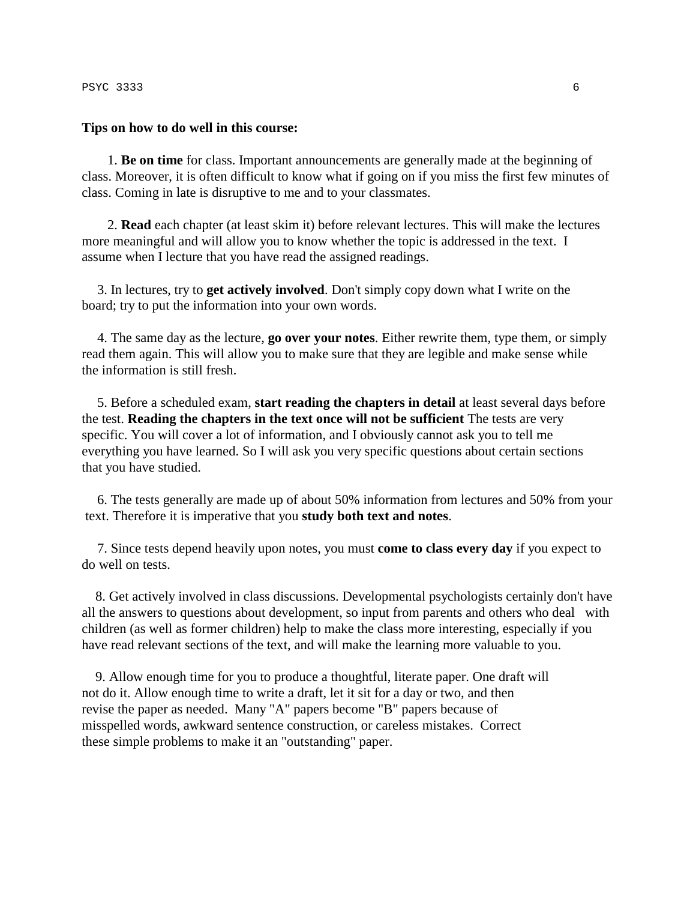**Tips on how to do well in this course:**

1. **Be on time** for class. Important announcements are generally made at the beginning of class. Moreover, it is often difficult to know what if going on if you miss the first few minutes of class. Coming in late is disruptive to me and to your classmates.

2. **Read** each chapter (at least skim it) before relevant lectures. This will make the lectures more meaningful and will allow you to know whether the topic is addressed in the text. I assume when I lecture that you have read the assigned readings.

3. In lectures, try to **get actively involved**. Don't simply copy down what I write on the board; try to put the information into your own words.

4. The same day as the lecture, **go over your notes**. Either rewrite them, type them, or simply read them again. This will allow you to make sure that they are legible and make sense while the information is still fresh.

5. Before a scheduled exam, **start reading the chapters in detail** at least several days before the test. **Reading the chapters in the text once will not be sufficient** The tests are very specific. You will cover a lot of information, and I obviously cannot ask you to tell me everything you have learned. So I will ask you very specific questions about certain sections that you have studied.

6. The tests generally are made up of about 50% information from lectures and 50% from your text. Therefore it is imperative that you **study both text and notes**.

7. Since tests depend heavily upon notes, you must **come to class every day** if you expect to do well on tests.

8. Get actively involved in class discussions. Developmental psychologists certainly don't have all the answers to questions about development, so input from parents and others who deal with children (as well as former children) help to make the class more interesting, especially if you have read relevant sections of the text, and will make the learning more valuable to you.

9. Allow enough time for you to produce a thoughtful, literate paper. One draft will not do it. Allow enough time to write a draft, let it sit for a day or two, and then revise the paper as needed. Many "A" papers become "B" papers because of misspelled words, awkward sentence construction, or careless mistakes. Correct these simple problems to make it an "outstanding" paper.